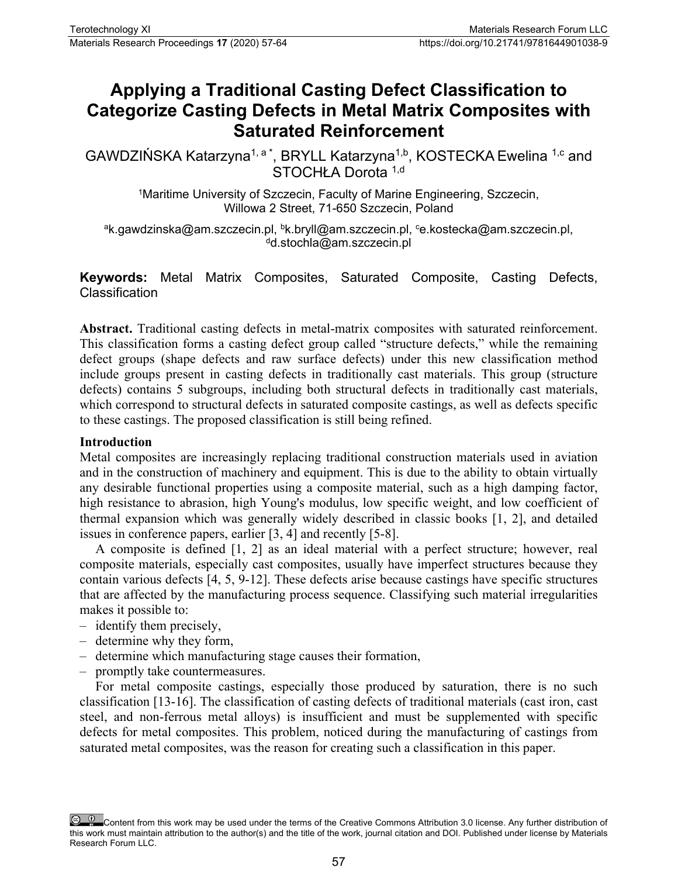# Applying a Traditional Casting Defect Classification to Categorize Casting Defects in Metal Matrix Composites with Saturated Reinforcement

GAWDZIŃSKA Katarzyna[1, a *], BRYLL Katarzyna[1,b], KOSTECKA Ewelina [1,c] and STOCHŁA Dorota [1,d]

[1]Maritime University of Szczecin, Faculty of Marine Engineering, Szczecin, Willowa 2 Street, 71-650 Szczecin, Poland

[a]k.gawdzinska@am.szczecin.pl, [b]k.bryll@am.szczecin.pl, [c]e.kostecka@am.szczecin.pl, [d]d.stochla@am.szczecin.pl

**Keywords:** Metal Matrix Composites, Saturated Composite, Casting Defects, Classification

**Abstract.** Traditional casting defects in metal-matrix composites with saturated reinforcement. This classification forms a casting defect group called "structure defects," while the remaining defect groups (shape defects and raw surface defects) under this new classification method include groups present in casting defects in traditionally cast materials. This group (structure defects) contains 5 subgroups, including both structural defects in traditionally cast materials, which correspond to structural defects in saturated composite castings, as well as defects specific to these castings. The proposed classification is still being refined.

## Introduction

Metal composites are increasingly replacing traditional construction materials used in aviation and in the construction of machinery and equipment. This is due to the ability to obtain virtually any desirable functional properties using a composite material, such as a high damping factor, high resistance to abrasion, high Young's modulus, low specific weight, and low coefficient of thermal expansion which was generally widely described in classic books [1, 2], and detailed issues in conference papers, earlier [3, 4] and recently [5-8].

A composite is defined [1, 2] as an ideal material with a perfect structure; however, real composite materials, especially cast composites, usually have imperfect structures because they contain various defects [4, 5, 9-12]. These defects arise because castings have specific structures that are affected by the manufacturing process sequence. Classifying such material irregularities makes it possible to:

- identify them precisely,
- determine why they form,
- determine which manufacturing stage causes their formation,
- promptly take countermeasures.

For metal composite castings, especially those produced by saturation, there is no such classification [13-16]. The classification of casting defects of traditional materials (cast iron, cast steel, and non-ferrous metal alloys) is insufficient and must be supplemented with specific defects for metal composites. This problem, noticed during the manufacturing of castings from saturated metal composites, was the reason for creating such a classification in this paper.

Content from this work may be used under the terms of the Creative Commons Attribution 3.0 license. Any further distribution of this work must maintain attribution to the author(s) and the title of the work, journal citation and DOI. Published under license by Materials Research Forum LLC.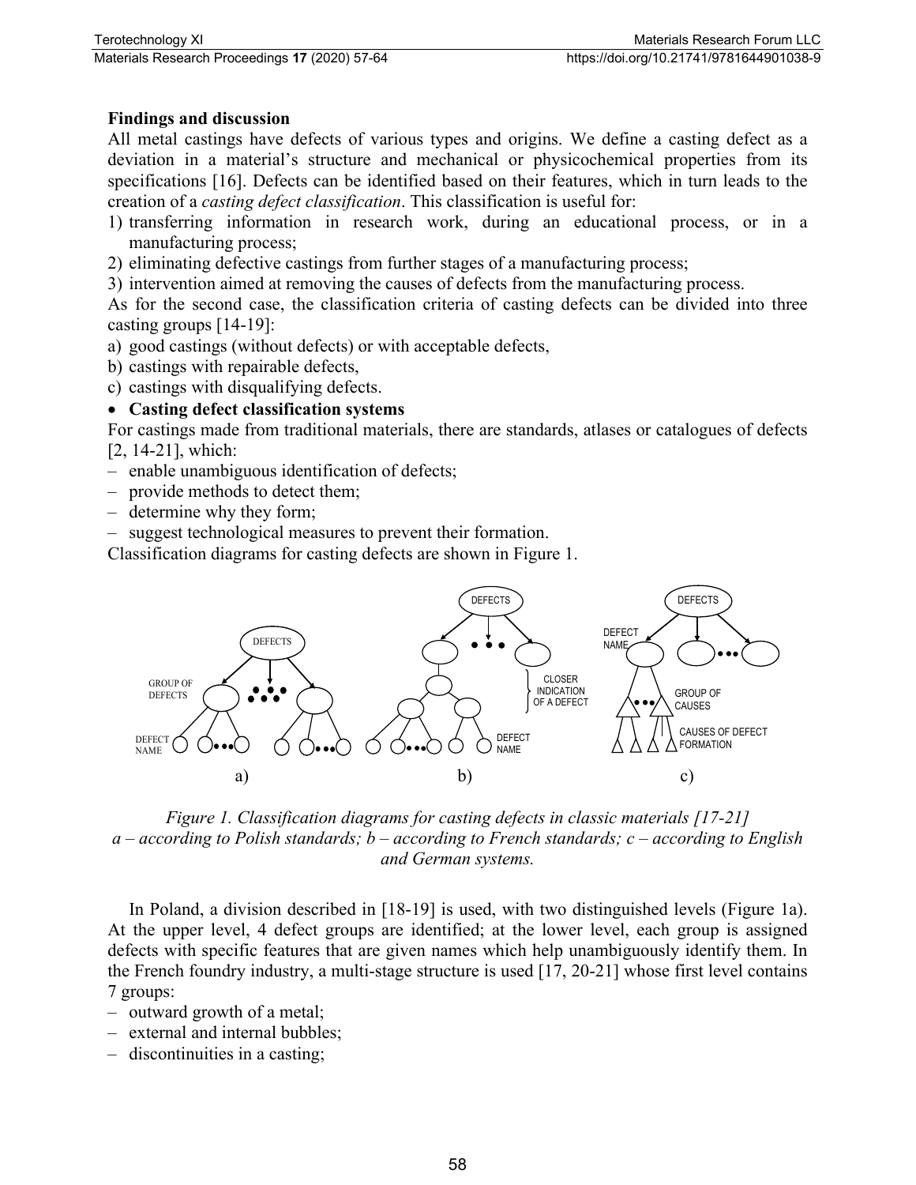**Findings and discussion**

All metal castings have defects of various types and origins. We define a casting defect as a deviation in a material's structure and mechanical or physicochemical properties from its specifications [16]. Defects can be identified based on their features, which in turn leads to the creation of a *casting defect classification*. This classification is useful for:

1) transferring information in research work, during an educational process, or in a manufacturing process;
2) eliminating defective castings from further stages of a manufacturing process;
3) intervention aimed at removing the causes of defects from the manufacturing process.

As for the second case, the classification criteria of casting defects can be divided into three casting groups [14-19]:

a) good castings (without defects) or with acceptable defects,
b) castings with repairable defects,
c) castings with disqualifying defects.

- **Casting defect classification systems**

For castings made from traditional materials, there are standards, atlases or catalogues of defects [2, 14-21], which:

- enable unambiguous identification of defects;
- provide methods to detect them;
- determine why they form;
- suggest technological measures to prevent their formation.

Classification diagrams for casting defects are shown in Figure 1.

*Figure 1. Classification diagrams for casting defects in classic materials [17-21] a – according to Polish standards; b – according to French standards; c – according to English and German systems.*

In Poland, a division described in [18-19] is used, with two distinguished levels (Figure 1a). At the upper level, 4 defect groups are identified; at the lower level, each group is assigned defects with specific features that are given names which help unambiguously identify them. In the French foundry industry, a multi-stage structure is used [17, 20-21] whose first level contains 7 groups:

- outward growth of a metal;
- external and internal bubbles;
- discontinuities in a casting;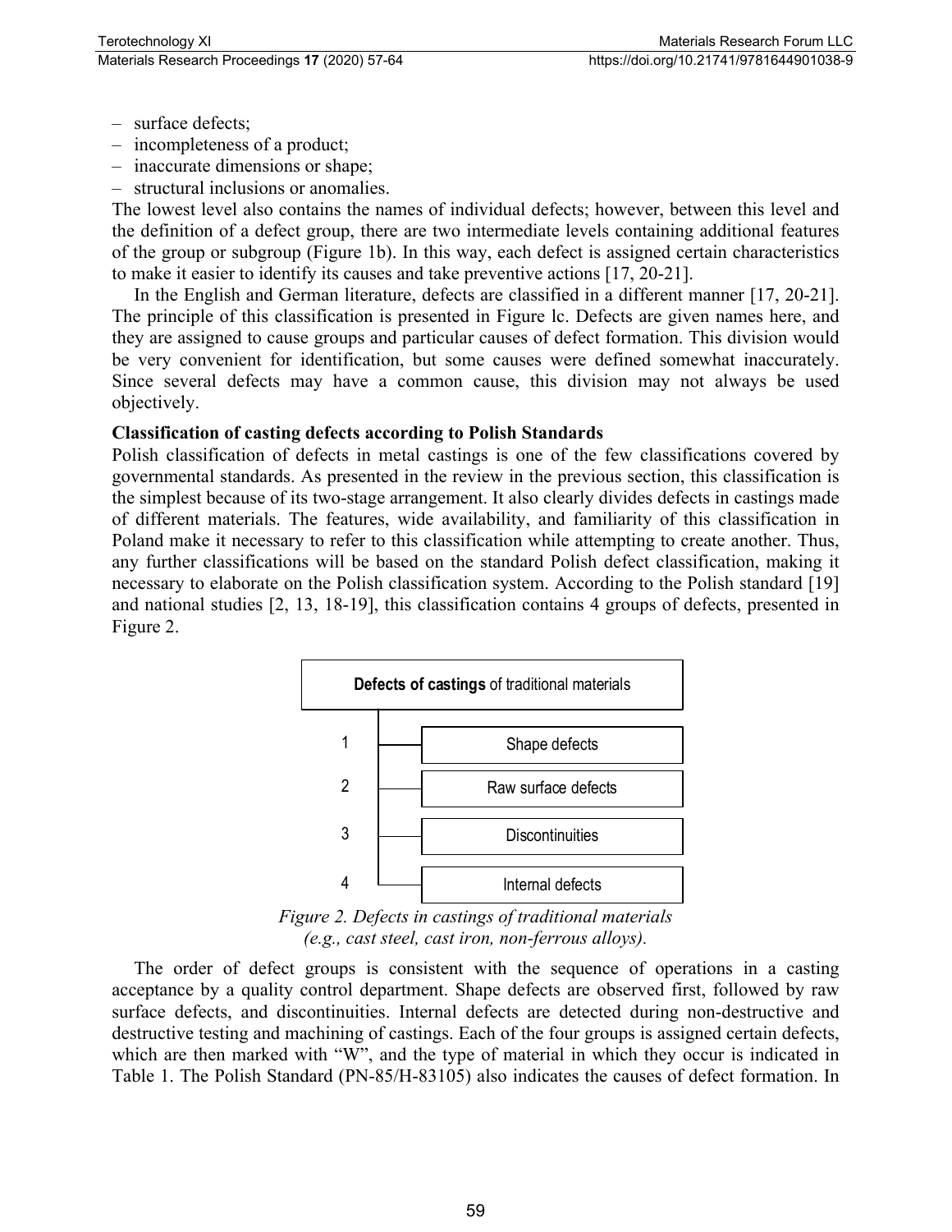– surface defects;
– incompleteness of a product;
– inaccurate dimensions or shape;
– structural inclusions or anomalies.

The lowest level also contains the names of individual defects; however, between this level and the definition of a defect group, there are two intermediate levels containing additional features of the group or subgroup (Figure 1b). In this way, each defect is assigned certain characteristics to make it easier to identify its causes and take preventive actions [17, 20-21].

In the English and German literature, defects are classified in a different manner [17, 20-21]. The principle of this classification is presented in Figure lc. Defects are given names here, and they are assigned to cause groups and particular causes of defect formation. This division would be very convenient for identification, but some causes were defined somewhat inaccurately. Since several defects may have a common cause, this division may not always be used objectively.

**Classification of casting defects according to Polish Standards**

Polish classification of defects in metal castings is one of the few classifications covered by governmental standards. As presented in the review in the previous section, this classification is the simplest because of its two-stage arrangement. It also clearly divides defects in castings made of different materials. The features, wide availability, and familiarity of this classification in Poland make it necessary to refer to this classification while attempting to create another. Thus, any further classifications will be based on the standard Polish defect classification, making it necessary to elaborate on the Polish classification system. According to the Polish standard [19] and national studies [2, 13, 18-19], this classification contains 4 groups of defects, presented in Figure 2.

**Defects of castings** of traditional materials

1. Shape defects
2. Raw surface defects
3. Discontinuities
4. Internal defects

*Figure 2. Defects in castings of traditional materials (e.g., cast steel, cast iron, non-ferrous alloys).*

The order of defect groups is consistent with the sequence of operations in a casting acceptance by a quality control department. Shape defects are observed first, followed by raw surface defects, and discontinuities. Internal defects are detected during non-destructive and destructive testing and machining of castings. Each of the four groups is assigned certain defects, which are then marked with "W", and the type of material in which they occur is indicated in Table 1. The Polish Standard (PN-85/H-83105) also indicates the causes of defect formation. In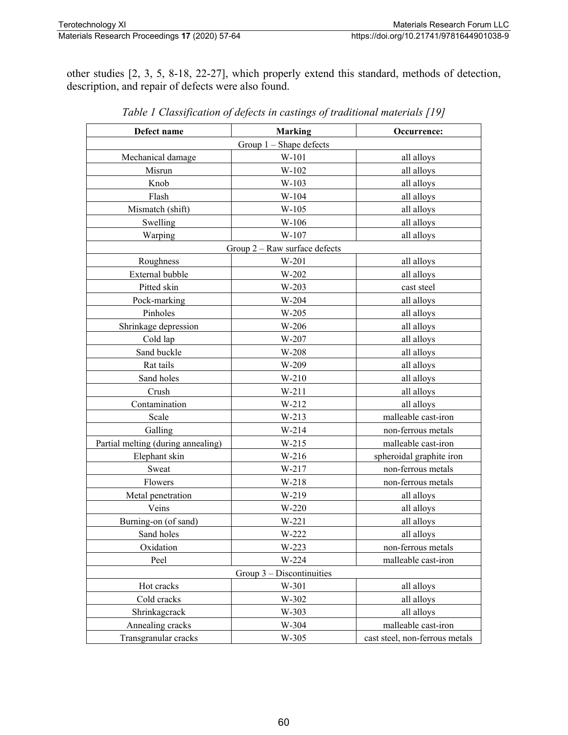other studies [2, 3, 5, 8-18, 22-27], which properly extend this standard, methods of detection, description, and repair of defects were also found.

*Table 1 Classification of defects in castings of traditional materials [19]*

| **Defect name** | **Marking** | **Occurrence:** |
|---|---|---|
| Group 1 – Shape defects | | |
| Mechanical damage | W-101 | all alloys |
| Misrun | W-102 | all alloys |
| Knob | W-103 | all alloys |
| Flash | W-104 | all alloys |
| Mismatch (shift) | W-105 | all alloys |
| Swelling | W-106 | all alloys |
| Warping | W-107 | all alloys |
| Group 2 – Raw surface defects | | |
| Roughness | W-201 | all alloys |
| External bubble | W-202 | all alloys |
| Pitted skin | W-203 | cast steel |
| Pock-marking | W-204 | all alloys |
| Pinholes | W-205 | all alloys |
| Shrinkage depression | W-206 | all alloys |
| Cold lap | W-207 | all alloys |
| Sand buckle | W-208 | all alloys |
| Rat tails | W-209 | all alloys |
| Sand holes | W-210 | all alloys |
| Crush | W-211 | all alloys |
| Contamination | W-212 | all alloys |
| Scale | W-213 | malleable cast-iron |
| Galling | W-214 | non-ferrous metals |
| Partial melting (during annealing) | W-215 | malleable cast-iron |
| Elephant skin | W-216 | spheroidal graphite iron |
| Sweat | W-217 | non-ferrous metals |
| Flowers | W-218 | non-ferrous metals |
| Metal penetration | W-219 | all alloys |
| Veins | W-220 | all alloys |
| Burning-on (of sand) | W-221 | all alloys |
| Sand holes | W-222 | all alloys |
| Oxidation | W-223 | non-ferrous metals |
| Peel | W-224 | malleable cast-iron |
| Group 3 – Discontinuities | | |
| Hot cracks | W-301 | all alloys |
| Cold cracks | W-302 | all alloys |
| Shrinkagcrack | W-303 | all alloys |
| Annealing cracks | W-304 | malleable cast-iron |
| Transgranular cracks | W-305 | cast steel, non-ferrous metals |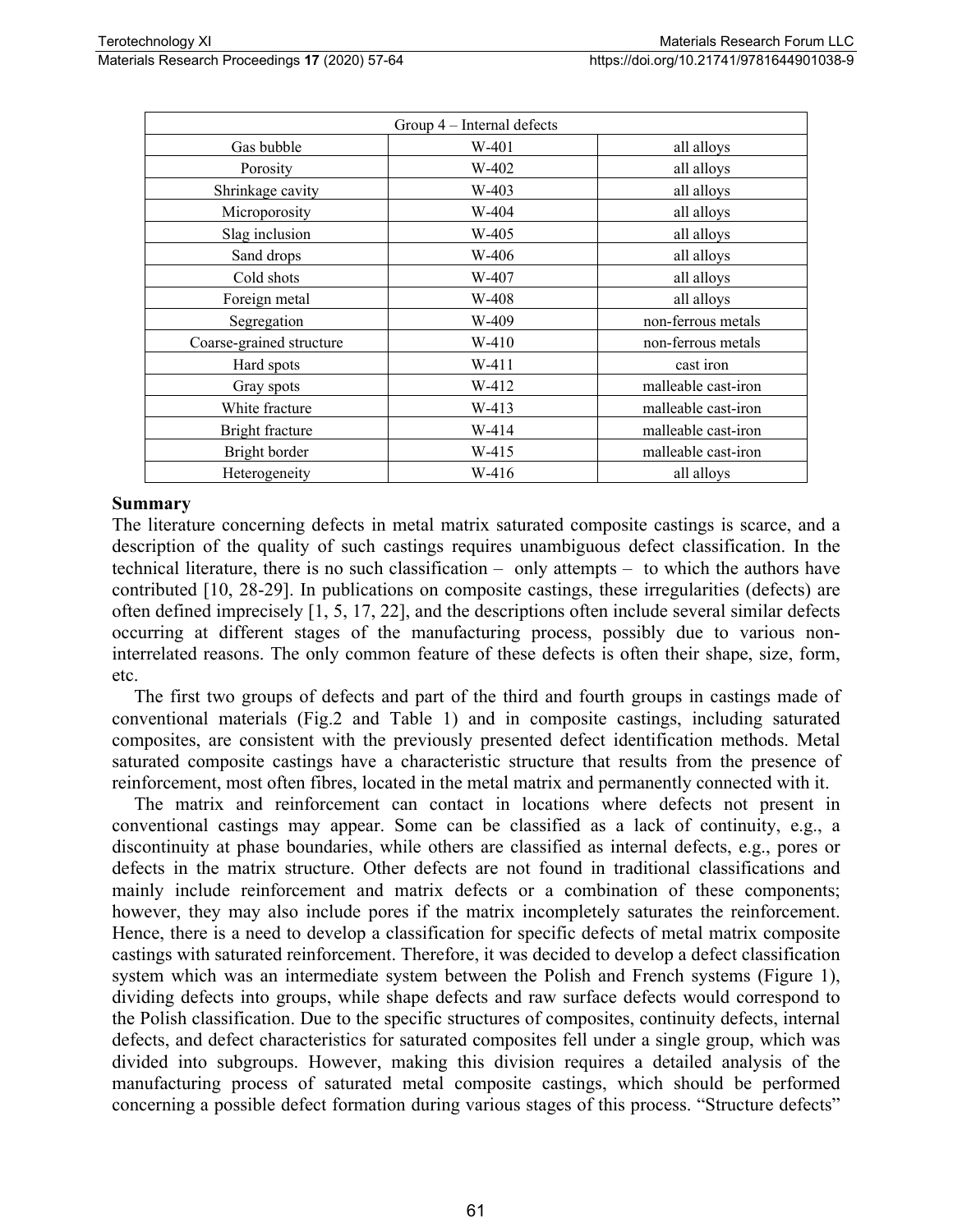| Group 4 – Internal defects | | |
|---|---|---|
| Gas bubble | W-401 | all alloys |
| Porosity | W-402 | all alloys |
| Shrinkage cavity | W-403 | all alloys |
| Microporosity | W-404 | all alloys |
| Slag inclusion | W-405 | all alloys |
| Sand drops | W-406 | all alloys |
| Cold shots | W-407 | all alloys |
| Foreign metal | W-408 | all alloys |
| Segregation | W-409 | non-ferrous metals |
| Coarse-grained structure | W-410 | non-ferrous metals |
| Hard spots | W-411 | cast iron |
| Gray spots | W-412 | malleable cast-iron |
| White fracture | W-413 | malleable cast-iron |
| Bright fracture | W-414 | malleable cast-iron |
| Bright border | W-415 | malleable cast-iron |
| Heterogeneity | W-416 | all alloys |

## Summary

The literature concerning defects in metal matrix saturated composite castings is scarce, and a description of the quality of such castings requires unambiguous defect classification. In the technical literature, there is no such classification – only attempts – to which the authors have contributed [10, 28-29]. In publications on composite castings, these irregularities (defects) are often defined imprecisely [1, 5, 17, 22], and the descriptions often include several similar defects occurring at different stages of the manufacturing process, possibly due to various non-interrelated reasons. The only common feature of these defects is often their shape, size, form, etc.

The first two groups of defects and part of the third and fourth groups in castings made of conventional materials (Fig.2 and Table 1) and in composite castings, including saturated composites, are consistent with the previously presented defect identification methods. Metal saturated composite castings have a characteristic structure that results from the presence of reinforcement, most often fibres, located in the metal matrix and permanently connected with it.

The matrix and reinforcement can contact in locations where defects not present in conventional castings may appear. Some can be classified as a lack of continuity, e.g., a discontinuity at phase boundaries, while others are classified as internal defects, e.g., pores or defects in the matrix structure. Other defects are not found in traditional classifications and mainly include reinforcement and matrix defects or a combination of these components; however, they may also include pores if the matrix incompletely saturates the reinforcement. Hence, there is a need to develop a classification for specific defects of metal matrix composite castings with saturated reinforcement. Therefore, it was decided to develop a defect classification system which was an intermediate system between the Polish and French systems (Figure 1), dividing defects into groups, while shape defects and raw surface defects would correspond to the Polish classification. Due to the specific structures of composites, continuity defects, internal defects, and defect characteristics for saturated composites fell under a single group, which was divided into subgroups. However, making this division requires a detailed analysis of the manufacturing process of saturated metal composite castings, which should be performed concerning a possible defect formation during various stages of this process. "Structure defects"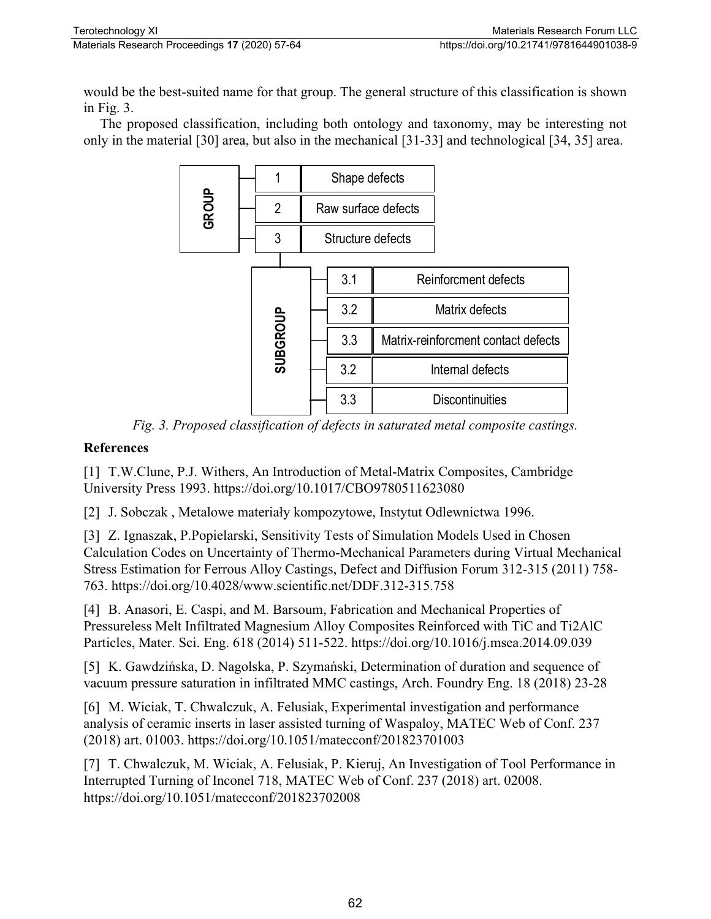would be the best-suited name for that group. The general structure of this classification is shown in Fig. 3.

The proposed classification, including both ontology and taxonomy, may be interesting not only in the material [30] area, but also in the mechanical [31-33] and technological [34, 35] area.

| GROUP | | |
|---|---|---|
| | 1 | Shape defects |
| | 2 | Raw surface defects |
| | 3 | Structure defects |

| SUBGROUP | | |
|---|---|---|
| | 3.1 | Reinforcment defects |
| | 3.2 | Matrix defects |
| | 3.3 | Matrix-reinforcment contact defects |
| | 3.2 | Internal defects |
| | 3.3 | Discontinuities |

*Fig. 3. Proposed classification of defects in saturated metal composite castings.*

## References

[1] T.W.Clune, P.J. Withers, An Introduction of Metal-Matrix Composites, Cambridge University Press 1993. https://doi.org/10.1017/CBO9780511623080

[2] J. Sobczak , Metalowe materiały kompozytowe, Instytut Odlewnictwa 1996.

[3] Z. Ignaszak, P.Popielarski, Sensitivity Tests of Simulation Models Used in Chosen Calculation Codes on Uncertainty of Thermo-Mechanical Parameters during Virtual Mechanical Stress Estimation for Ferrous Alloy Castings, Defect and Diffusion Forum 312-315 (2011) 758-763. https://doi.org/10.4028/www.scientific.net/DDF.312-315.758

[4] B. Anasori, E. Caspi, and M. Barsoum, Fabrication and Mechanical Properties of Pressureless Melt Infiltrated Magnesium Alloy Composites Reinforced with TiC and Ti2AlC Particles, Mater. Sci. Eng. 618 (2014) 511-522. https://doi.org/10.1016/j.msea.2014.09.039

[5] K. Gawdzińska, D. Nagolska, P. Szymański, Determination of duration and sequence of vacuum pressure saturation in infiltrated MMC castings, Arch. Foundry Eng. 18 (2018) 23-28

[6] M. Wiciak, T. Chwalczuk, A. Felusiak, Experimental investigation and performance analysis of ceramic inserts in laser assisted turning of Waspaloy, MATEC Web of Conf. 237 (2018) art. 01003. https://doi.org/10.1051/matecconf/201823701003

[7] T. Chwalczuk, M. Wiciak, A. Felusiak, P. Kieruj, An Investigation of Tool Performance in Interrupted Turning of Inconel 718, MATEC Web of Conf. 237 (2018) art. 02008. https://doi.org/10.1051/matecconf/201823702008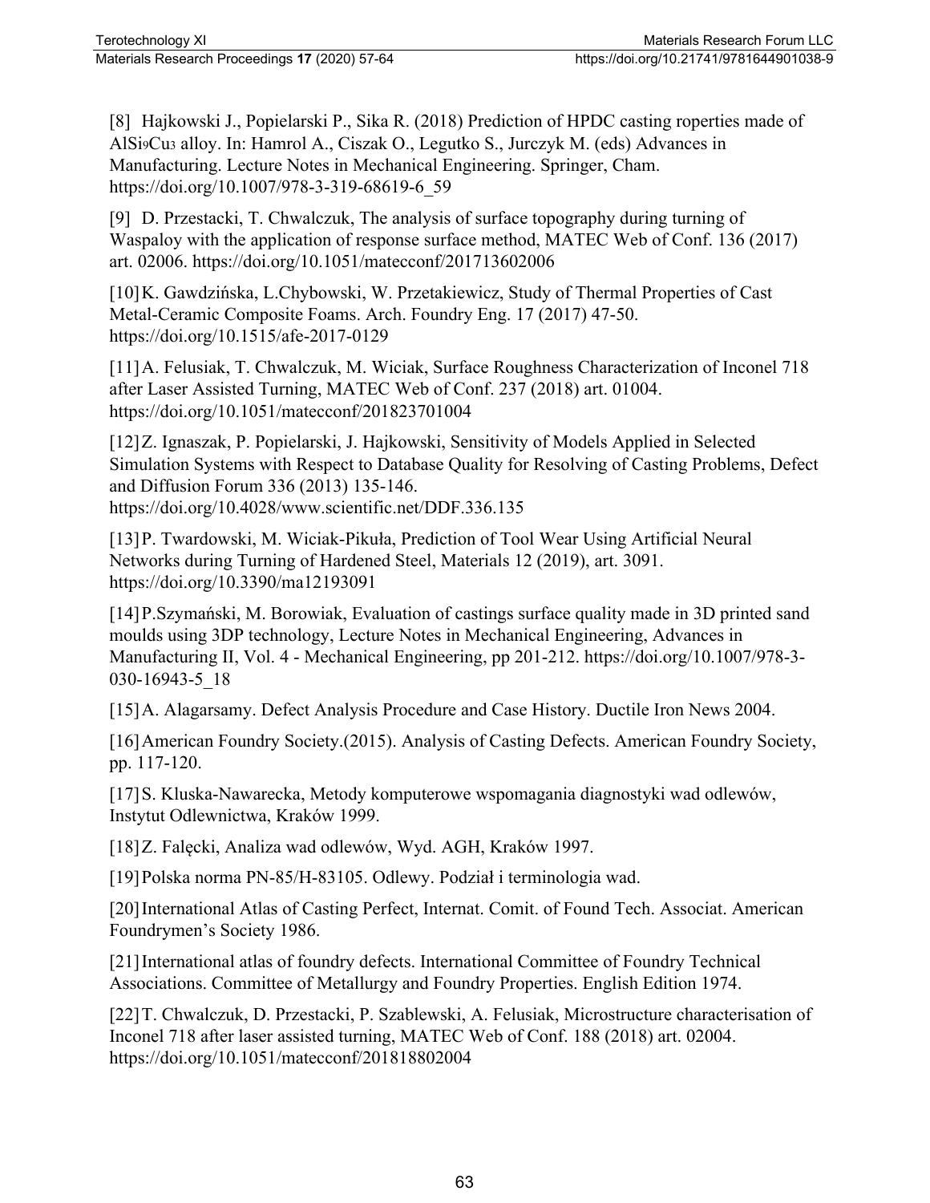[8] Hajkowski J., Popielarski P., Sika R. (2018) Prediction of HPDC casting roperties made of $AlSi_9Cu_3$ alloy. In: Hamrol A., Ciszak O., Legutko S., Jurczyk M. (eds) Advances in Manufacturing. Lecture Notes in Mechanical Engineering. Springer, Cham. https://doi.org/10.1007/978-3-319-68619-6_59

[9] D. Przestacki, T. Chwalczuk, The analysis of surface topography during turning of Waspaloy with the application of response surface method, MATEC Web of Conf. 136 (2017) art. 02006. https://doi.org/10.1051/matecconf/201713602006

[10] K. Gawdzińska, L.Chybowski, W. Przetakiewicz, Study of Thermal Properties of Cast Metal-Ceramic Composite Foams. Arch. Foundry Eng. 17 (2017) 47-50. https://doi.org/10.1515/afe-2017-0129

[11] A. Felusiak, T. Chwalczuk, M. Wiciak, Surface Roughness Characterization of Inconel 718 after Laser Assisted Turning, MATEC Web of Conf. 237 (2018) art. 01004. https://doi.org/10.1051/matecconf/201823701004

[12] Z. Ignaszak, P. Popielarski, J. Hajkowski, Sensitivity of Models Applied in Selected Simulation Systems with Respect to Database Quality for Resolving of Casting Problems, Defect and Diffusion Forum 336 (2013) 135-146. https://doi.org/10.4028/www.scientific.net/DDF.336.135

[13] P. Twardowski, M. Wiciak-Pikuła, Prediction of Tool Wear Using Artificial Neural Networks during Turning of Hardened Steel, Materials 12 (2019), art. 3091. https://doi.org/10.3390/ma12193091

[14] P.Szymański, M. Borowiak, Evaluation of castings surface quality made in 3D printed sand moulds using 3DP technology, Lecture Notes in Mechanical Engineering, Advances in Manufacturing II, Vol. 4 - Mechanical Engineering, pp 201-212. https://doi.org/10.1007/978-3-030-16943-5_18

[15] A. Alagarsamy. Defect Analysis Procedure and Case History. Ductile Iron News 2004.

[16] American Foundry Society.(2015). Analysis of Casting Defects. American Foundry Society, pp. 117-120.

[17] S. Kluska-Nawarecka, Metody komputerowe wspomagania diagnostyki wad odlewów, Instytut Odlewnictwa, Kraków 1999.

[18] Z. Falęcki, Analiza wad odlewów, Wyd. AGH, Kraków 1997.

[19] Polska norma PN-85/H-83105. Odlewy. Podział i terminologia wad.

[20] International Atlas of Casting Perfect, Internat. Comit. of Found Tech. Associat. American Foundrymen's Society 1986.

[21] International atlas of foundry defects. International Committee of Foundry Technical Associations. Committee of Metallurgy and Foundry Properties. English Edition 1974.

[22] T. Chwalczuk, D. Przestacki, P. Szablewski, A. Felusiak, Microstructure characterisation of Inconel 718 after laser assisted turning, MATEC Web of Conf. 188 (2018) art. 02004. https://doi.org/10.1051/matecconf/201818802004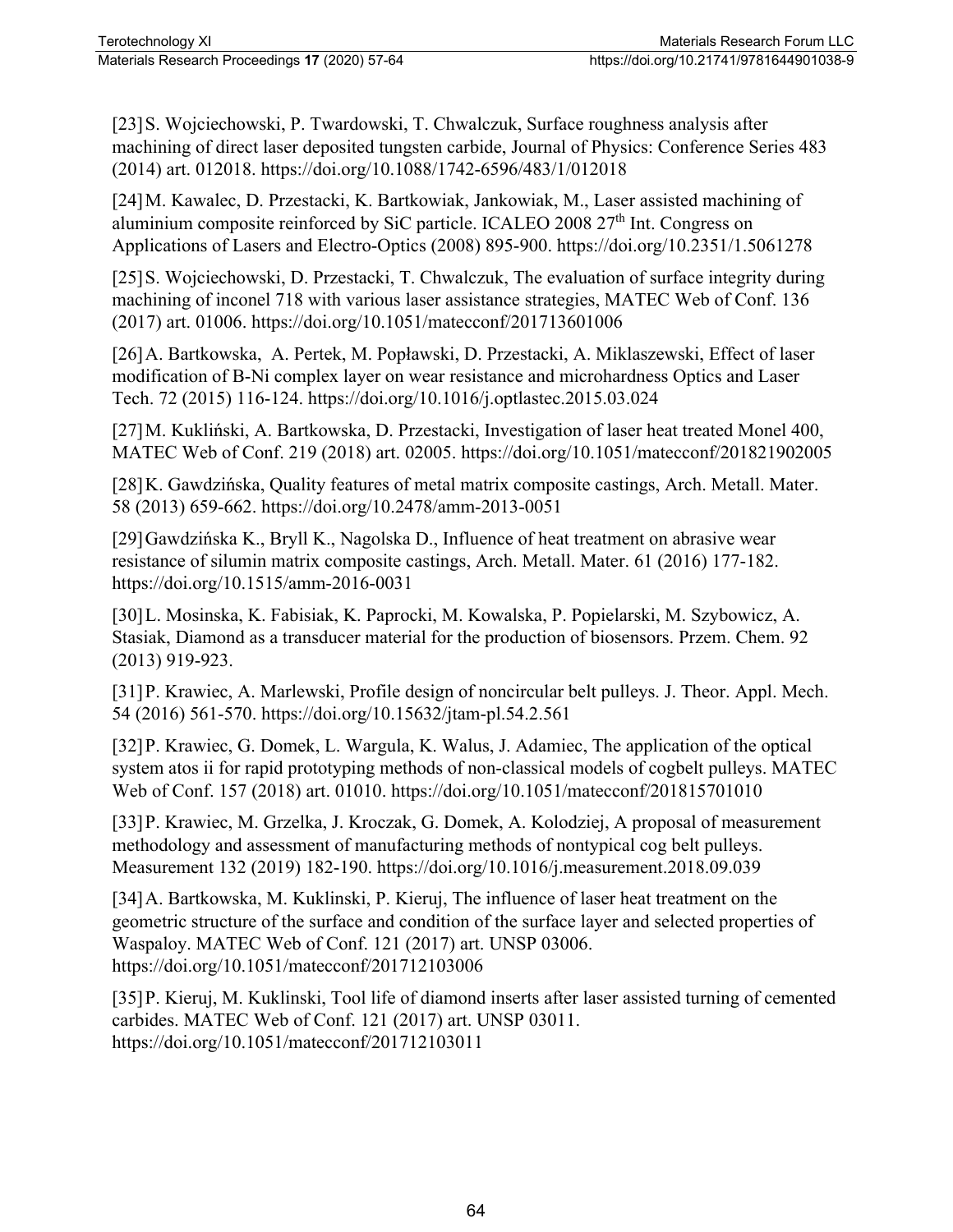[23] S. Wojciechowski, P. Twardowski, T. Chwalczuk, Surface roughness analysis after machining of direct laser deposited tungsten carbide, Journal of Physics: Conference Series 483 (2014) art. 012018. https://doi.org/10.1088/1742-6596/483/1/012018

[24] M. Kawalec, D. Przestacki, K. Bartkowiak, Jankowiak, M., Laser assisted machining of aluminium composite reinforced by SiC particle. ICALEO 2008 27th Int. Congress on Applications of Lasers and Electro-Optics (2008) 895-900. https://doi.org/10.2351/1.5061278

[25] S. Wojciechowski, D. Przestacki, T. Chwalczuk, The evaluation of surface integrity during machining of inconel 718 with various laser assistance strategies, MATEC Web of Conf. 136 (2017) art. 01006. https://doi.org/10.1051/matecconf/201713601006

[26] A. Bartkowska, A. Pertek, M. Popławski, D. Przestacki, A. Miklaszewski, Effect of laser modification of B-Ni complex layer on wear resistance and microhardness Optics and Laser Tech. 72 (2015) 116-124. https://doi.org/10.1016/j.optlastec.2015.03.024

[27] M. Kukliński, A. Bartkowska, D. Przestacki, Investigation of laser heat treated Monel 400, MATEC Web of Conf. 219 (2018) art. 02005. https://doi.org/10.1051/matecconf/201821902005

[28] K. Gawdzińska, Quality features of metal matrix composite castings, Arch. Metall. Mater. 58 (2013) 659-662. https://doi.org/10.2478/amm-2013-0051

[29] Gawdzińska K., Bryll K., Nagolska D., Influence of heat treatment on abrasive wear resistance of silumin matrix composite castings, Arch. Metall. Mater. 61 (2016) 177-182. https://doi.org/10.1515/amm-2016-0031

[30] L. Mosinska, K. Fabisiak, K. Paprocki, M. Kowalska, P. Popielarski, M. Szybowicz, A. Stasiak, Diamond as a transducer material for the production of biosensors. Przem. Chem. 92 (2013) 919-923.

[31] P. Krawiec, A. Marlewski, Profile design of noncircular belt pulleys. J. Theor. Appl. Mech. 54 (2016) 561-570. https://doi.org/10.15632/jtam-pl.54.2.561

[32] P. Krawiec, G. Domek, L. Wargula, K. Walus, J. Adamiec, The application of the optical system atos ii for rapid prototyping methods of non-classical models of cogbelt pulleys. MATEC Web of Conf. 157 (2018) art. 01010. https://doi.org/10.1051/matecconf/201815701010

[33] P. Krawiec, M. Grzelka, J. Kroczak, G. Domek, A. Kolodziej, A proposal of measurement methodology and assessment of manufacturing methods of nontypical cog belt pulleys. Measurement 132 (2019) 182-190. https://doi.org/10.1016/j.measurement.2018.09.039

[34] A. Bartkowska, M. Kuklinski, P. Kieruj, The influence of laser heat treatment on the geometric structure of the surface and condition of the surface layer and selected properties of Waspaloy. MATEC Web of Conf. 121 (2017) art. UNSP 03006. https://doi.org/10.1051/matecconf/201712103006

[35] P. Kieruj, M. Kuklinski, Tool life of diamond inserts after laser assisted turning of cemented carbides. MATEC Web of Conf. 121 (2017) art. UNSP 03011. https://doi.org/10.1051/matecconf/201712103011